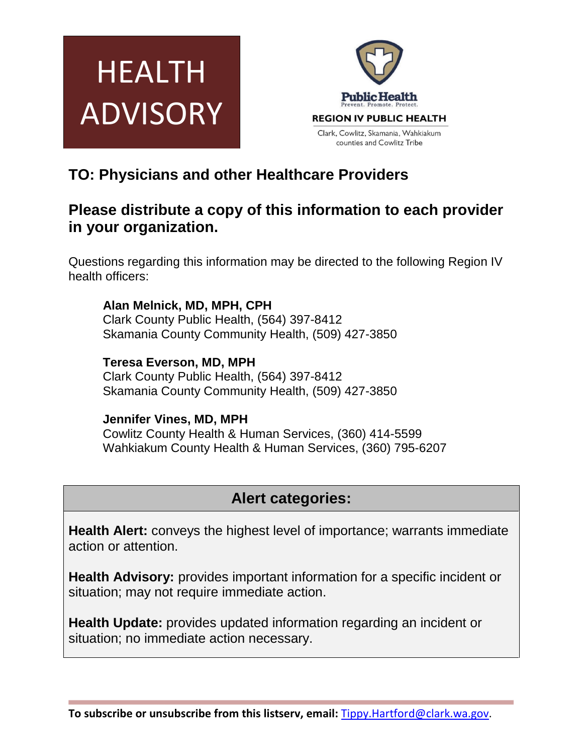# HEALTH ADVISORY

**Public Health**
Prevent. Promote. Protect.

**REGION IV PUBLIC HEALTH**

Clark, Cowlitz, Skamania, Wahkiakum counties and Cowlitz Tribe

## TO: Physicians and other Healthcare Providers

## Please distribute a copy of this information to each provider in your organization.

Questions regarding this information may be directed to the following Region IV health officers:

**Alan Melnick, MD, MPH, CPH**
Clark County Public Health, (564) 397-8412
Skamania County Community Health, (509) 427-3850

**Teresa Everson, MD, MPH**
Clark County Public Health, (564) 397-8412
Skamania County Community Health, (509) 427-3850

**Jennifer Vines, MD, MPH**
Cowlitz County Health & Human Services, (360) 414-5599
Wahkiakum County Health & Human Services, (360) 795-6207

### Alert categories:

**Health Alert:** conveys the highest level of importance; warrants immediate action or attention.

**Health Advisory:** provides important information for a specific incident or situation; may not require immediate action.

**Health Update:** provides updated information regarding an incident or situation; no immediate action necessary.

**To subscribe or unsubscribe from this listserv, email:** Tippy.Hartford@clark.wa.gov.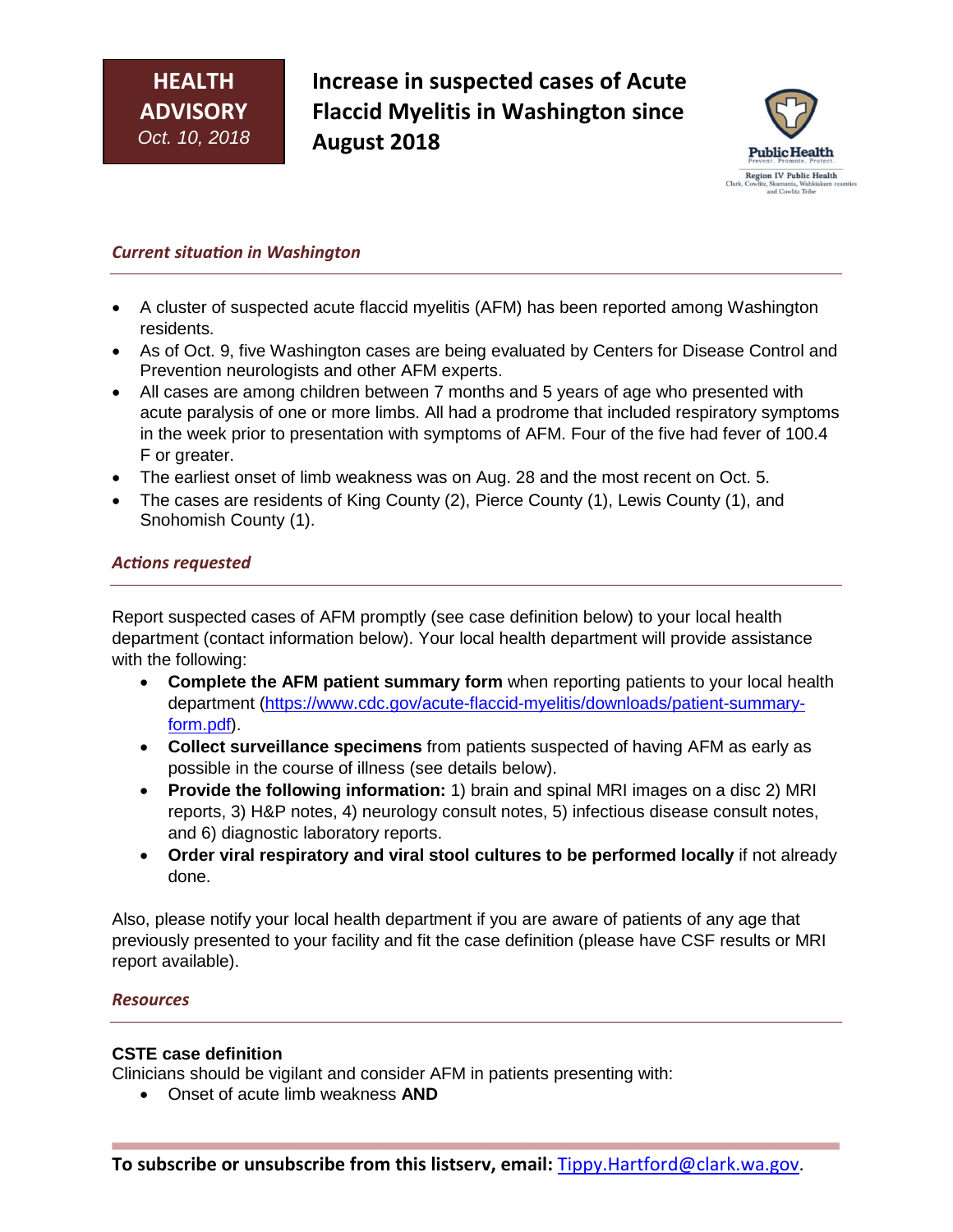HEALTH ADVISORY
*Oct. 10, 2018*

# Increase in suspected cases of Acute Flaccid Myelitis in Washington since August 2018

### *Current situation in Washington*

- A cluster of suspected acute flaccid myelitis (AFM) has been reported among Washington residents.
- As of Oct. 9, five Washington cases are being evaluated by Centers for Disease Control and Prevention neurologists and other AFM experts.
- All cases are among children between 7 months and 5 years of age who presented with acute paralysis of one or more limbs. All had a prodrome that included respiratory symptoms in the week prior to presentation with symptoms of AFM. Four of the five had fever of 100.4 F or greater.
- The earliest onset of limb weakness was on Aug. 28 and the most recent on Oct. 5.
- The cases are residents of King County (2), Pierce County (1), Lewis County (1), and Snohomish County (1).

### *Actions requested*

Report suspected cases of AFM promptly (see case definition below) to your local health department (contact information below). Your local health department will provide assistance with the following:

- **Complete the AFM patient summary form** when reporting patients to your local health department (https://www.cdc.gov/acute-flaccid-myelitis/downloads/patient-summary-form.pdf).
- **Collect surveillance specimens** from patients suspected of having AFM as early as possible in the course of illness (see details below).
- **Provide the following information:** 1) brain and spinal MRI images on a disc 2) MRI reports, 3) H&P notes, 4) neurology consult notes, 5) infectious disease consult notes, and 6) diagnostic laboratory reports.
- **Order viral respiratory and viral stool cultures to be performed locally** if not already done.

Also, please notify your local health department if you are aware of patients of any age that previously presented to your facility and fit the case definition (please have CSF results or MRI report available).

### *Resources*

**CSTE case definition**
Clinicians should be vigilant and consider AFM in patients presenting with:

- Onset of acute limb weakness **AND**

**To subscribe or unsubscribe from this listserv, email:** Tippy.Hartford@clark.wa.gov.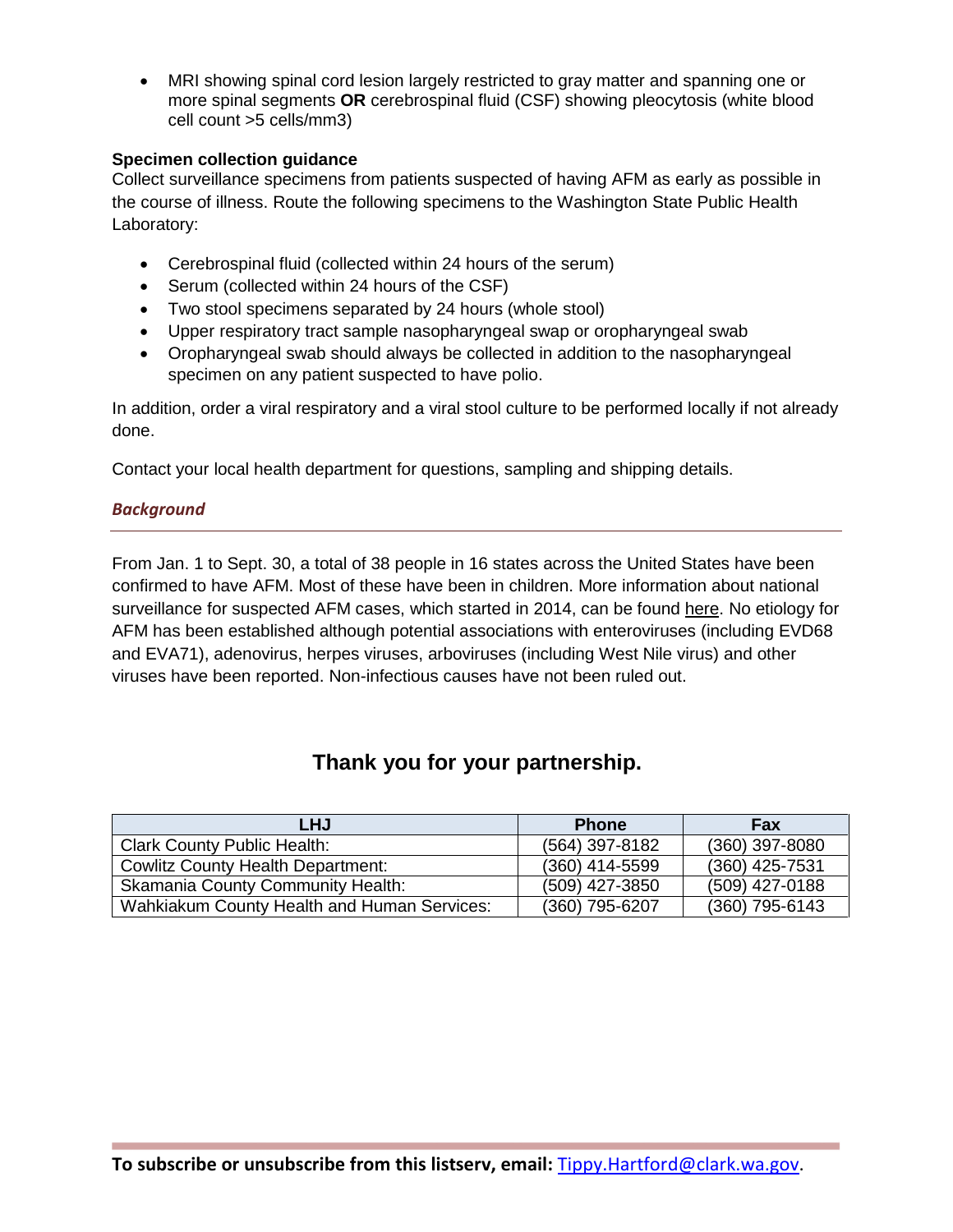- MRI showing spinal cord lesion largely restricted to gray matter and spanning one or more spinal segments **OR** cerebrospinal fluid (CSF) showing pleocytosis (white blood cell count >5 cells/mm3)

**Specimen collection guidance**

Collect surveillance specimens from patients suspected of having AFM as early as possible in the course of illness. Route the following specimens to the Washington State Public Health Laboratory:

- Cerebrospinal fluid (collected within 24 hours of the serum)
- Serum (collected within 24 hours of the CSF)
- Two stool specimens separated by 24 hours (whole stool)
- Upper respiratory tract sample nasopharyngeal swap or oropharyngeal swab
- Oropharyngeal swab should always be collected in addition to the nasopharyngeal specimen on any patient suspected to have polio.

In addition, order a viral respiratory and a viral stool culture to be performed locally if not already done.

Contact your local health department for questions, sampling and shipping details.

### *Background*

From Jan. 1 to Sept. 30, a total of 38 people in 16 states across the United States have been confirmed to have AFM. Most of these have been in children. More information about national surveillance for suspected AFM cases, which started in 2014, can be found here. No etiology for AFM has been established although potential associations with enteroviruses (including EVD68 and EVA71), adenovirus, herpes viruses, arboviruses (including West Nile virus) and other viruses have been reported. Non-infectious causes have not been ruled out.

## Thank you for your partnership.

| LHJ | Phone | Fax |
|---|---|---|
| Clark County Public Health: | (564) 397-8182 | (360) 397-8080 |
| Cowlitz County Health Department: | (360) 414-5599 | (360) 425-7531 |
| Skamania County Community Health: | (509) 427-3850 | (509) 427-0188 |
| Wahkiakum County Health and Human Services: | (360) 795-6207 | (360) 795-6143 |

**To subscribe or unsubscribe from this listserv, email:** Tippy.Hartford@clark.wa.gov.